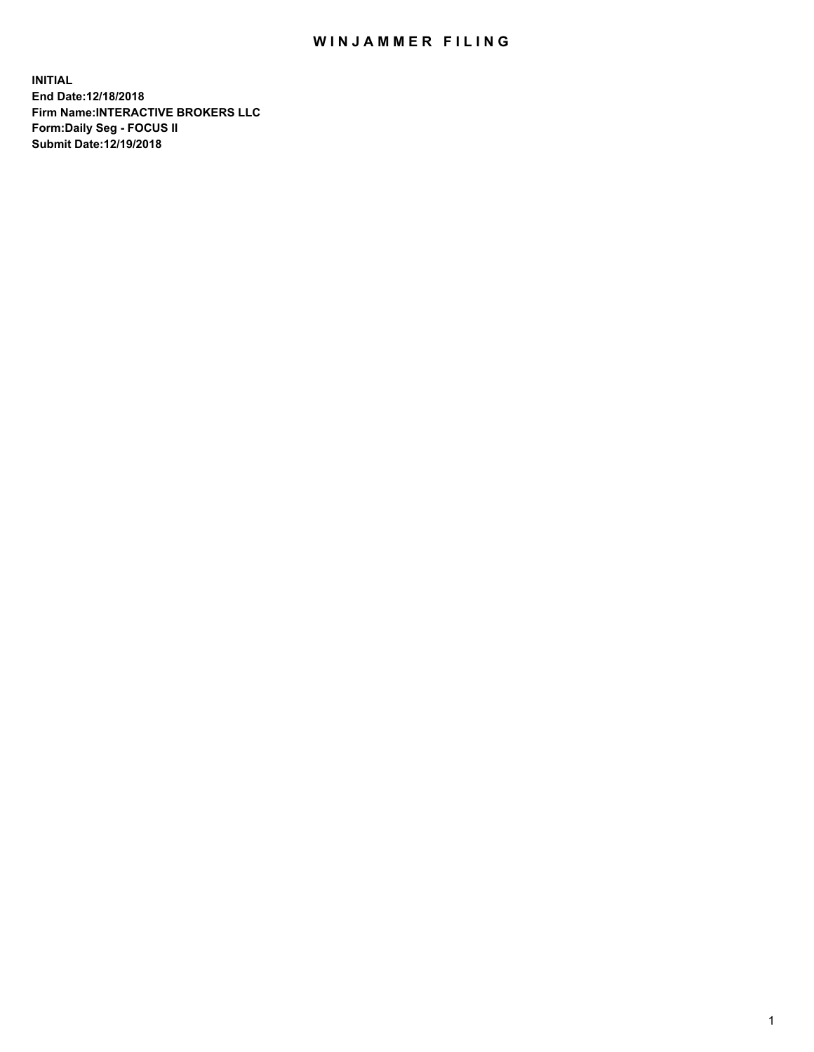# WINJAMMER FILING

**INITIAL**
**End Date:12/18/2018**
**Firm Name:INTERACTIVE BROKERS LLC**
**Form:Daily Seg - FOCUS II**
**Submit Date:12/19/2018**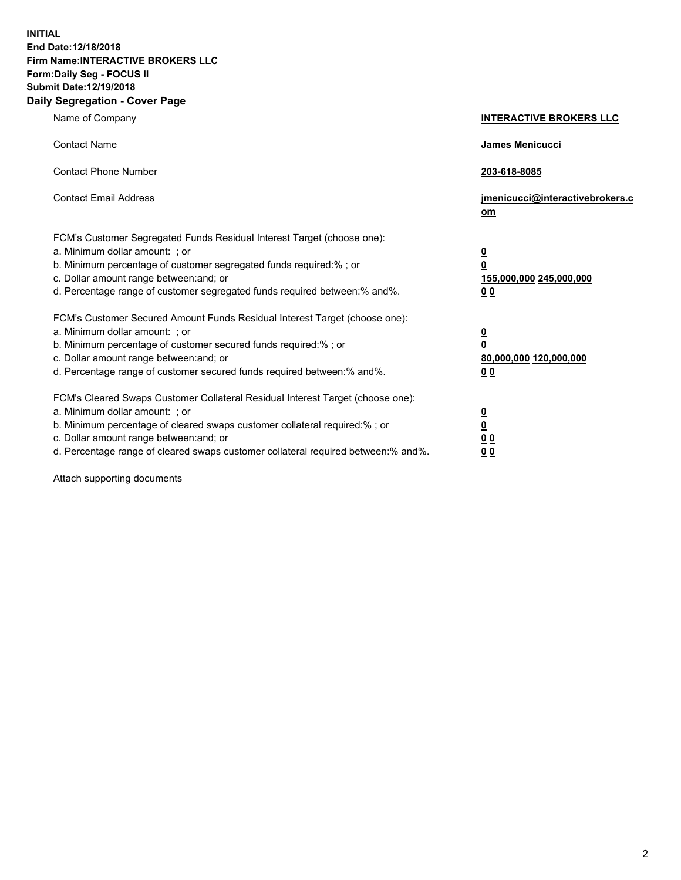**INITIAL**
**End Date:12/18/2018**
**Firm Name:INTERACTIVE BROKERS LLC**
**Form:Daily Seg - FOCUS II**
**Submit Date:12/19/2018**
**Daily Segregation - Cover Page**

| | |
|---|---|
| Name of Company | **INTERACTIVE BROKERS LLC** |
| Contact Name | **James Menicucci** |
| Contact Phone Number | **203-618-8085** |
| Contact Email Address | **jmenicucci@interactivebrokers.com** |
| FCM's Customer Segregated Funds Residual Interest Target (choose one): | |
| a. Minimum dollar amount: ; or | **0** |
| b. Minimum percentage of customer segregated funds required:% ; or | **0** |
| c. Dollar amount range between:and; or | **155,000,000 245,000,000** |
| d. Percentage range of customer segregated funds required between:% and%. | **0 0** |
| FCM's Customer Secured Amount Funds Residual Interest Target (choose one): | |
| a. Minimum dollar amount: ; or | **0** |
| b. Minimum percentage of customer secured funds required:% ; or | **0** |
| c. Dollar amount range between:and; or | **80,000,000 120,000,000** |
| d. Percentage range of customer secured funds required between:% and%. | **0 0** |
| FCM's Cleared Swaps Customer Collateral Residual Interest Target (choose one): | |
| a. Minimum dollar amount: ; or | **0** |
| b. Minimum percentage of cleared swaps customer collateral required:% ; or | **0** |
| c. Dollar amount range between:and; or | **0 0** |
| d. Percentage range of cleared swaps customer collateral required between:% and%. | **0 0** |

Attach supporting documents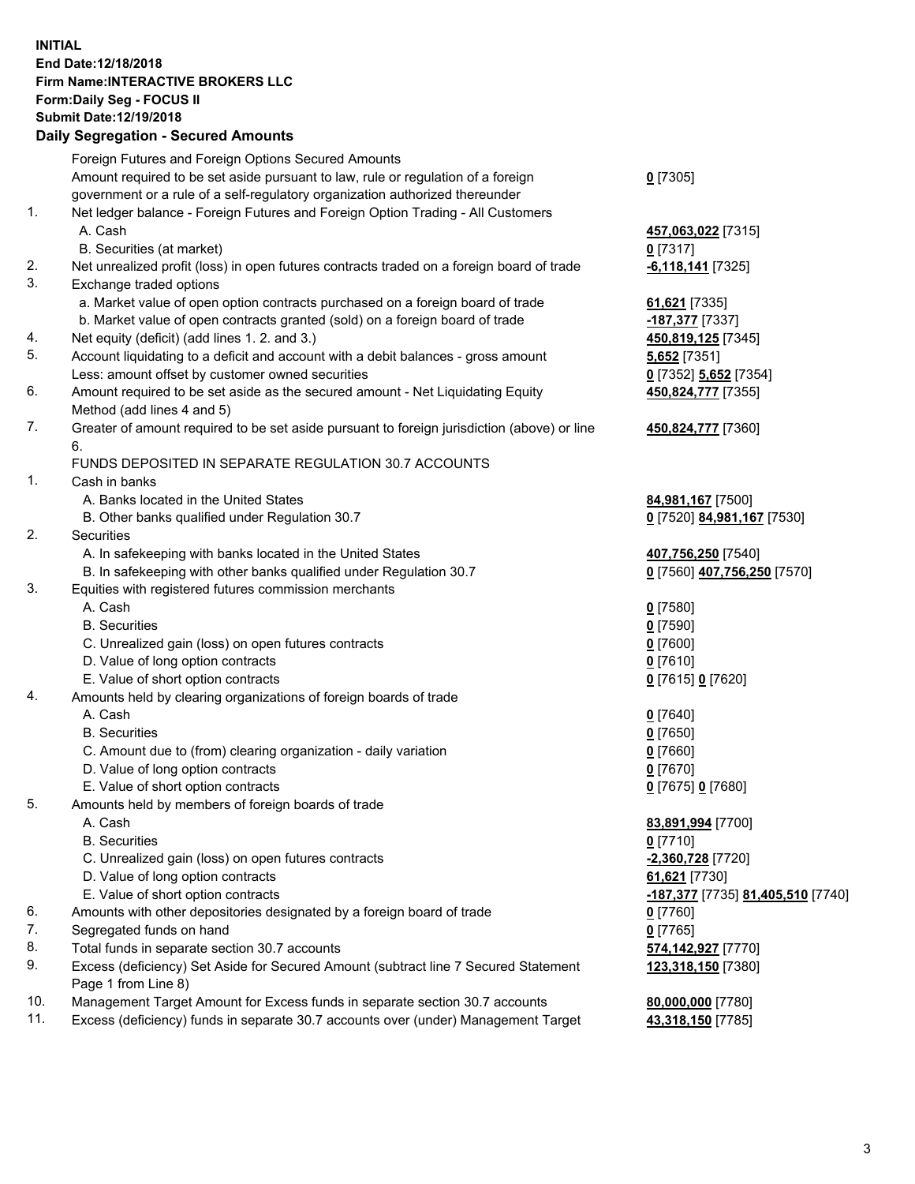**INITIAL**
**End Date:12/18/2018**
**Firm Name:INTERACTIVE BROKERS LLC**
**Form:Daily Seg - FOCUS II**
**Submit Date:12/19/2018**
**Daily Segregation - Secured Amounts**

| | | |
|---|---|---|
| | Foreign Futures and Foreign Options Secured Amounts | |
| | Amount required to be set aside pursuant to law, rule or regulation of a foreign government or a rule of a self-regulatory organization authorized thereunder | **0** [7305] |
| 1. | Net ledger balance - Foreign Futures and Foreign Option Trading - All Customers | |
| | A. Cash | **457,063,022** [7315] |
| | B. Securities (at market) | **0** [7317] |
| 2. | Net unrealized profit (loss) in open futures contracts traded on a foreign board of trade | **-6,118,141** [7325] |
| 3. | Exchange traded options | |
| | a. Market value of open option contracts purchased on a foreign board of trade | **61,621** [7335] |
| | b. Market value of open contracts granted (sold) on a foreign board of trade | **-187,377** [7337] |
| 4. | Net equity (deficit) (add lines 1. 2. and 3.) | **450,819,125** [7345] |
| 5. | Account liquidating to a deficit and account with a debit balances - gross amount | **5,652** [7351] |
| | Less: amount offset by customer owned securities | **0** [7352] **5,652** [7354] |
| 6. | Amount required to be set aside as the secured amount - Net Liquidating Equity Method (add lines 4 and 5) | **450,824,777** [7355] |
| 7. | Greater of amount required to be set aside pursuant to foreign jurisdiction (above) or line 6. | **450,824,777** [7360] |
| | FUNDS DEPOSITED IN SEPARATE REGULATION 30.7 ACCOUNTS | |
| 1. | Cash in banks | |
| | A. Banks located in the United States | **84,981,167** [7500] |
| | B. Other banks qualified under Regulation 30.7 | **0** [7520] **84,981,167** [7530] |
| 2. | Securities | |
| | A. In safekeeping with banks located in the United States | **407,756,250** [7540] |
| | B. In safekeeping with other banks qualified under Regulation 30.7 | **0** [7560] **407,756,250** [7570] |
| 3. | Equities with registered futures commission merchants | |
| | A. Cash | **0** [7580] |
| | B. Securities | **0** [7590] |
| | C. Unrealized gain (loss) on open futures contracts | **0** [7600] |
| | D. Value of long option contracts | **0** [7610] |
| | E. Value of short option contracts | **0** [7615] **0** [7620] |
| 4. | Amounts held by clearing organizations of foreign boards of trade | |
| | A. Cash | **0** [7640] |
| | B. Securities | **0** [7650] |
| | C. Amount due to (from) clearing organization - daily variation | **0** [7660] |
| | D. Value of long option contracts | **0** [7670] |
| | E. Value of short option contracts | **0** [7675] **0** [7680] |
| 5. | Amounts held by members of foreign boards of trade | |
| | A. Cash | **83,891,994** [7700] |
| | B. Securities | **0** [7710] |
| | C. Unrealized gain (loss) on open futures contracts | **-2,360,728** [7720] |
| | D. Value of long option contracts | **61,621** [7730] |
| | E. Value of short option contracts | **-187,377** [7735] **81,405,510** [7740] |
| 6. | Amounts with other depositories designated by a foreign board of trade | **0** [7760] |
| 7. | Segregated funds on hand | **0** [7765] |
| 8. | Total funds in separate section 30.7 accounts | **574,142,927** [7770] |
| 9. | Excess (deficiency) Set Aside for Secured Amount (subtract line 7 Secured Statement Page 1 from Line 8) | **123,318,150** [7380] |
| 10. | Management Target Amount for Excess funds in separate section 30.7 accounts | **80,000,000** [7780] |
| 11. | Excess (deficiency) funds in separate 30.7 accounts over (under) Management Target | **43,318,150** [7785] |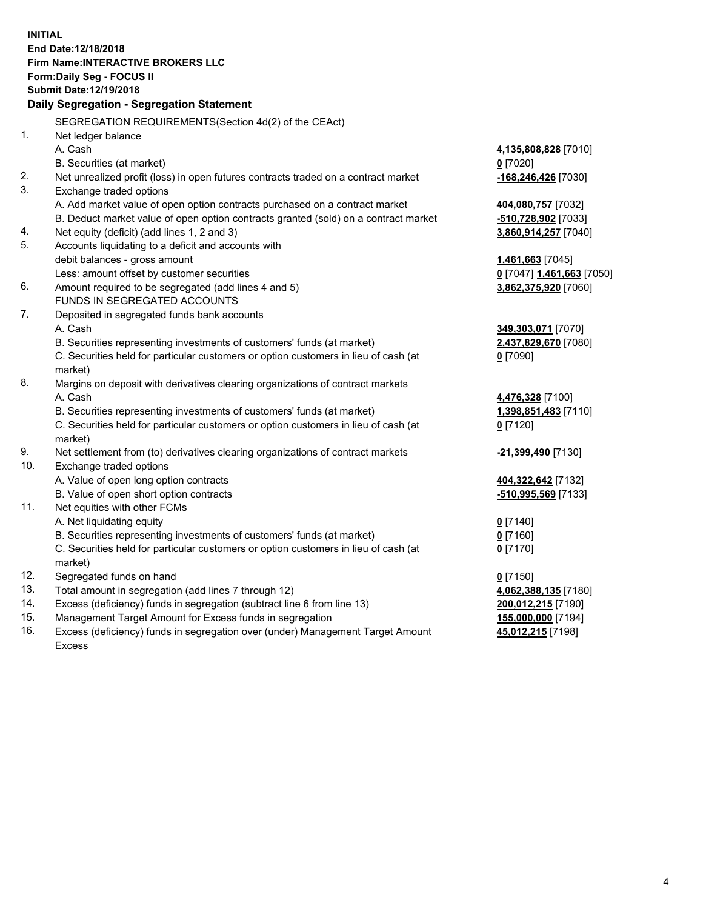**INITIAL**
**End Date:12/18/2018**
**Firm Name:INTERACTIVE BROKERS LLC**
**Form:Daily Seg - FOCUS II**
**Submit Date:12/19/2018**
**Daily Segregation - Segregation Statement**

SEGREGATION REQUIREMENTS(Section 4d(2) of the CEAct)

| | | |
|---|---|---|
| 1. | Net ledger balance | |
| | A. Cash | **4,135,808,828** [7010] |
| | B. Securities (at market) | **0** [7020] |
| 2. | Net unrealized profit (loss) in open futures contracts traded on a contract market | **-168,246,426** [7030] |
| 3. | Exchange traded options | |
| | A. Add market value of open option contracts purchased on a contract market | **404,080,757** [7032] |
| | B. Deduct market value of open option contracts granted (sold) on a contract market | **-510,728,902** [7033] |
| 4. | Net equity (deficit) (add lines 1, 2 and 3) | **3,860,914,257** [7040] |
| 5. | Accounts liquidating to a deficit and accounts with | |
| | debit balances - gross amount | **1,461,663** [7045] |
| | Less: amount offset by customer securities | **0** [7047] **1,461,663** [7050] |
| 6. | Amount required to be segregated (add lines 4 and 5) | **3,862,375,920** [7060] |
| | FUNDS IN SEGREGATED ACCOUNTS | |
| 7. | Deposited in segregated funds bank accounts | |
| | A. Cash | **349,303,071** [7070] |
| | B. Securities representing investments of customers' funds (at market) | **2,437,829,670** [7080] |
| | C. Securities held for particular customers or option customers in lieu of cash (at market) | **0** [7090] |
| 8. | Margins on deposit with derivatives clearing organizations of contract markets | |
| | A. Cash | **4,476,328** [7100] |
| | B. Securities representing investments of customers' funds (at market) | **1,398,851,483** [7110] |
| | C. Securities held for particular customers or option customers in lieu of cash (at market) | **0** [7120] |
| 9. | Net settlement from (to) derivatives clearing organizations of contract markets | **-21,399,490** [7130] |
| 10. | Exchange traded options | |
| | A. Value of open long option contracts | **404,322,642** [7132] |
| | B. Value of open short option contracts | **-510,995,569** [7133] |
| 11. | Net equities with other FCMs | |
| | A. Net liquidating equity | **0** [7140] |
| | B. Securities representing investments of customers' funds (at market) | **0** [7160] |
| | C. Securities held for particular customers or option customers in lieu of cash (at market) | **0** [7170] |
| 12. | Segregated funds on hand | **0** [7150] |
| 13. | Total amount in segregation (add lines 7 through 12) | **4,062,388,135** [7180] |
| 14. | Excess (deficiency) funds in segregation (subtract line 6 from line 13) | **200,012,215** [7190] |
| 15. | Management Target Amount for Excess funds in segregation | **155,000,000** [7194] |
| 16. | Excess (deficiency) funds in segregation over (under) Management Target Amount Excess | **45,012,215** [7198] |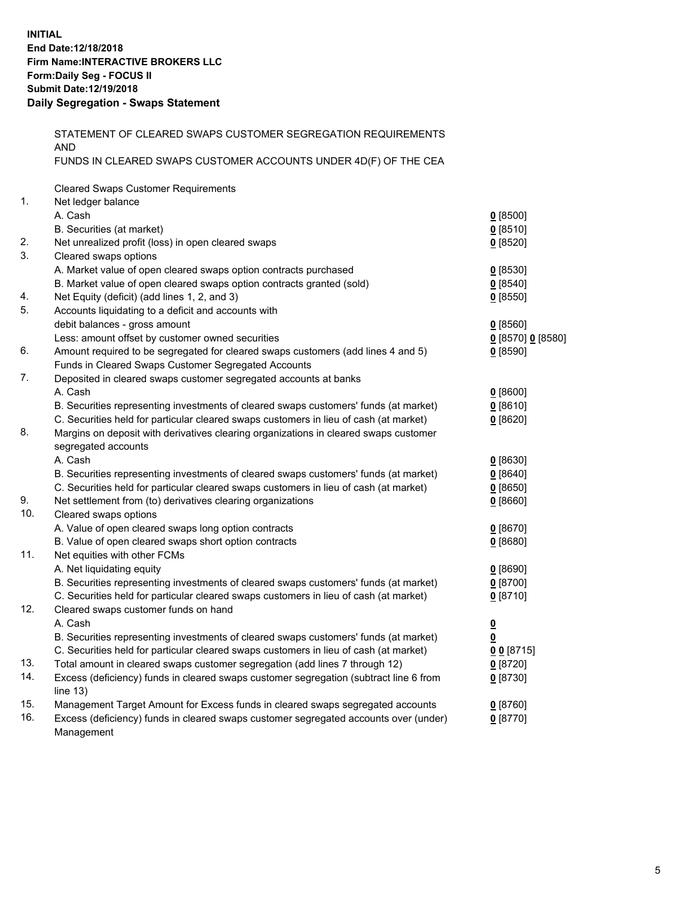**INITIAL**
**End Date:12/18/2018**
**Firm Name:INTERACTIVE BROKERS LLC**
**Form:Daily Seg - FOCUS II**
**Submit Date:12/19/2018**
**Daily Segregation - Swaps Statement**

STATEMENT OF CLEARED SWAPS CUSTOMER SEGREGATION REQUIREMENTS AND FUNDS IN CLEARED SWAPS CUSTOMER ACCOUNTS UNDER 4D(F) OF THE CEA

| | | |
|---|---|---|
| | Cleared Swaps Customer Requirements | |
| 1. | Net ledger balance | |
| | A. Cash | 0 [8500] |
| | B. Securities (at market) | 0 [8510] |
| 2. | Net unrealized profit (loss) in open cleared swaps | 0 [8520] |
| 3. | Cleared swaps options | |
| | A. Market value of open cleared swaps option contracts purchased | 0 [8530] |
| | B. Market value of open cleared swaps option contracts granted (sold) | 0 [8540] |
| 4. | Net Equity (deficit) (add lines 1, 2, and 3) | 0 [8550] |
| 5. | Accounts liquidating to a deficit and accounts with debit balances - gross amount | 0 [8560] |
| | Less: amount offset by customer owned securities | 0 [8570] 0 [8580] |
| 6. | Amount required to be segregated for cleared swaps customers (add lines 4 and 5) | 0 [8590] |
| | Funds in Cleared Swaps Customer Segregated Accounts | |
| 7. | Deposited in cleared swaps customer segregated accounts at banks | |
| | A. Cash | 0 [8600] |
| | B. Securities representing investments of cleared swaps customers' funds (at market) | 0 [8610] |
| | C. Securities held for particular cleared swaps customers in lieu of cash (at market) | 0 [8620] |
| 8. | Margins on deposit with derivatives clearing organizations in cleared swaps customer segregated accounts | |
| | A. Cash | 0 [8630] |
| | B. Securities representing investments of cleared swaps customers' funds (at market) | 0 [8640] |
| | C. Securities held for particular cleared swaps customers in lieu of cash (at market) | 0 [8650] |
| 9. | Net settlement from (to) derivatives clearing organizations | 0 [8660] |
| 10. | Cleared swaps options | |
| | A. Value of open cleared swaps long option contracts | 0 [8670] |
| | B. Value of open cleared swaps short option contracts | 0 [8680] |
| 11. | Net equities with other FCMs | |
| | A. Net liquidating equity | 0 [8690] |
| | B. Securities representing investments of cleared swaps customers' funds (at market) | 0 [8700] |
| | C. Securities held for particular cleared swaps customers in lieu of cash (at market) | 0 [8710] |
| 12. | Cleared swaps customer funds on hand | |
| | A. Cash | 0 |
| | B. Securities representing investments of cleared swaps customers' funds (at market) | 0 |
| | C. Securities held for particular cleared swaps customers in lieu of cash (at market) | 0 0 [8715] |
| 13. | Total amount in cleared swaps customer segregation (add lines 7 through 12) | 0 [8720] |
| 14. | Excess (deficiency) funds in cleared swaps customer segregation (subtract line 6 from line 13) | 0 [8730] |
| 15. | Management Target Amount for Excess funds in cleared swaps segregated accounts | 0 [8760] |
| 16. | Excess (deficiency) funds in cleared swaps customer segregated accounts over (under) Management | 0 [8770] |